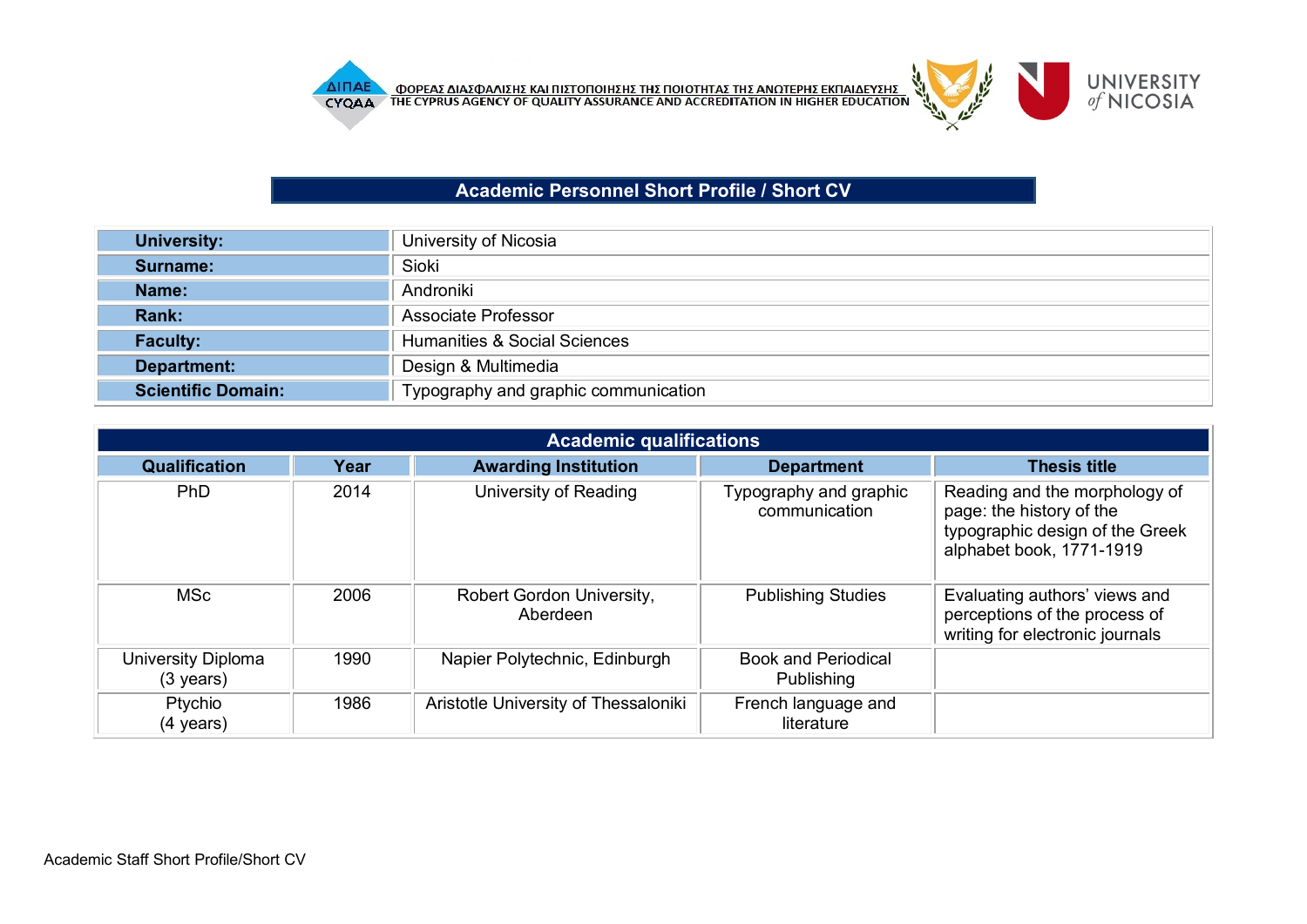ΦΟΡΕΑΣ ΔΙΑΣΦΑΛΙΣΗΣ ΚΑΙ ΠΙΣΤΟΠΟΙΗΣΗΣ ΤΗΣ ΠΟΙΟΤΗΤΑΣ ΤΗΣ ΑΝΩΤΕΡΗΣ ΕΚΠΑΙΔΕΥΣΗΣ
THE CYPRUS AGENCY OF QUALITY ASSURANCE AND ACCREDITATION IN HIGHER EDUCATION

# Academic Personnel Short Profile / Short CV

| | |
|---|---|
| **University:** | University of Nicosia |
| **Surname:** | Sioki |
| **Name:** | Androniki |
| **Rank:** | Associate Professor |
| **Faculty:** | Humanities & Social Sciences |
| **Department:** | Design & Multimedia |
| **Scientific Domain:** | Typography and graphic communication |

## Academic qualifications

| Qualification | Year | Awarding Institution | Department | Thesis title |
|---|---|---|---|---|
| PhD | 2014 | University of Reading | Typography and graphic communication | Reading and the morphology of page: the history of the typographic design of the Greek alphabet book, 1771-1919 |
| MSc | 2006 | Robert Gordon University, Aberdeen | Publishing Studies | Evaluating authors' views and perceptions of the process of writing for electronic journals |
| University Diploma (3 years) | 1990 | Napier Polytechnic, Edinburgh | Book and Periodical Publishing | |
| Ptychio (4 years) | 1986 | Aristotle University of Thessaloniki | French language and literature | |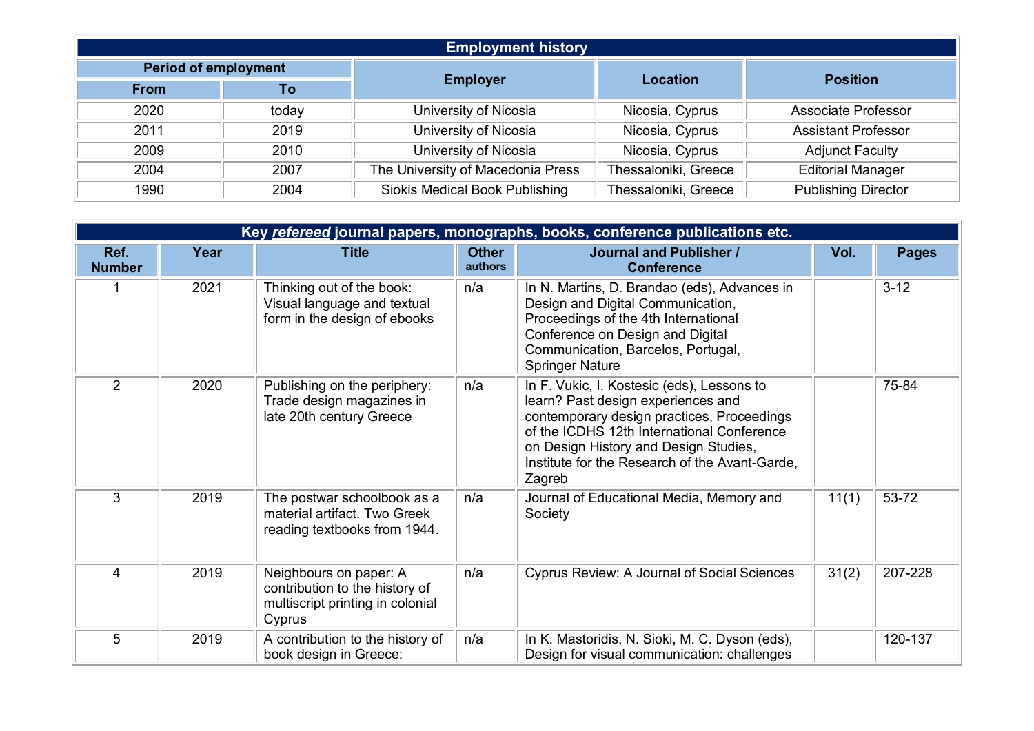| Employment history | | | | |
|---|---|---|---|---|
| Period of employment | | Employer | Location | Position |
| From | To | | | |
| 2020 | today | University of Nicosia | Nicosia, Cyprus | Associate Professor |
| 2011 | 2019 | University of Nicosia | Nicosia, Cyprus | Assistant Professor |
| 2009 | 2010 | University of Nicosia | Nicosia, Cyprus | Adjunct Faculty |
| 2004 | 2007 | The University of Macedonia Press | Thessaloniki, Greece | Editorial Manager |
| 1990 | 2004 | Siokis Medical Book Publishing | Thessaloniki, Greece | Publishing Director |

**Key *refereed* journal papers, monographs, books, conference publications etc.**

| Ref. Number | Year | Title | Other authors | Journal and Publisher / Conference | Vol. | Pages |
|---|---|---|---|---|---|---|
| 1 | 2021 | Thinking out of the book: Visual language and textual form in the design of ebooks | n/a | In N. Martins, D. Brandao (eds), Advances in Design and Digital Communication, Proceedings of the 4th International Conference on Design and Digital Communication, Barcelos, Portugal, Springer Nature | | 3-12 |
| 2 | 2020 | Publishing on the periphery: Trade design magazines in late 20th century Greece | n/a | In F. Vukic, I. Kostesic (eds), Lessons to learn? Past design experiences and contemporary design practices, Proceedings of the ICDHS 12th International Conference on Design History and Design Studies, Institute for the Research of the Avant-Garde, Zagreb | | 75-84 |
| 3 | 2019 | The postwar schoolbook as a material artifact. Two Greek reading textbooks from 1944. | n/a | Journal of Educational Media, Memory and Society | 11(1) | 53-72 |
| 4 | 2019 | Neighbours on paper: A contribution to the history of multiscript printing in colonial Cyprus | n/a | Cyprus Review: A Journal of Social Sciences | 31(2) | 207-228 |
| 5 | 2019 | A contribution to the history of book design in Greece: | n/a | In K. Mastoridis, N. Sioki, M. C. Dyson (eds), Design for visual communication: challenges | | 120-137 |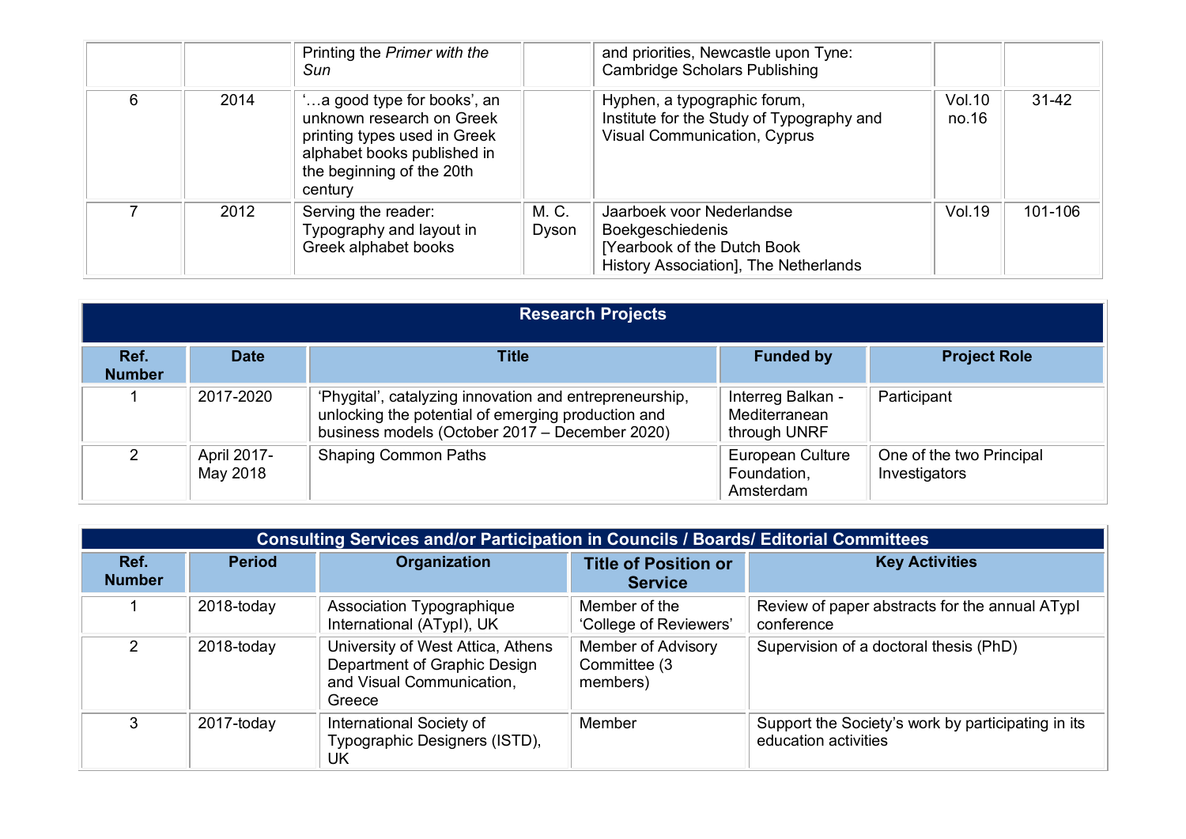| | | | | | | |
|---|---|---|---|---|---|---|
| | | Printing the *Primer with the Sun* | | and priorities, Newcastle upon Tyne: Cambridge Scholars Publishing | | |
| 6 | 2014 | '…a good type for books', an unknown research on Greek printing types used in Greek alphabet books published in the beginning of the 20th century | | Hyphen, a typographic forum, Institute for the Study of Typography and Visual Communication, Cyprus | Vol.10 no.16 | 31-42 |
| 7 | 2012 | Serving the reader: Typography and layout in Greek alphabet books | M. C. Dyson | Jaarboek voor Nederlandse Boekgeschiedenis [Yearbook of the Dutch Book History Association], The Netherlands | Vol.19 | 101-106 |

## Research Projects

| Ref. Number | Date | Title | Funded by | Project Role |
|---|---|---|---|---|
| 1 | 2017-2020 | 'Phygital', catalyzing innovation and entrepreneurship, unlocking the potential of emerging production and business models (October 2017 – December 2020) | Interreg Balkan - Mediterranean through UNRF | Participant |
| 2 | April 2017-May 2018 | Shaping Common Paths | European Culture Foundation, Amsterdam | One of the two Principal Investigators |

## Consulting Services and/or Participation in Councils / Boards/ Editorial Committees

| Ref. Number | Period | Organization | Title of Position or Service | Key Activities |
|---|---|---|---|---|
| 1 | 2018-today | Association Typographique International (ATypI), UK | Member of the 'College of Reviewers' | Review of paper abstracts for the annual ATypI conference |
| 2 | 2018-today | University of West Attica, Athens Department of Graphic Design and Visual Communication, Greece | Member of Advisory Committee (3 members) | Supervision of a doctoral thesis (PhD) |
| 3 | 2017-today | International Society of Typographic Designers (ISTD), UK | Member | Support the Society's work by participating in its education activities |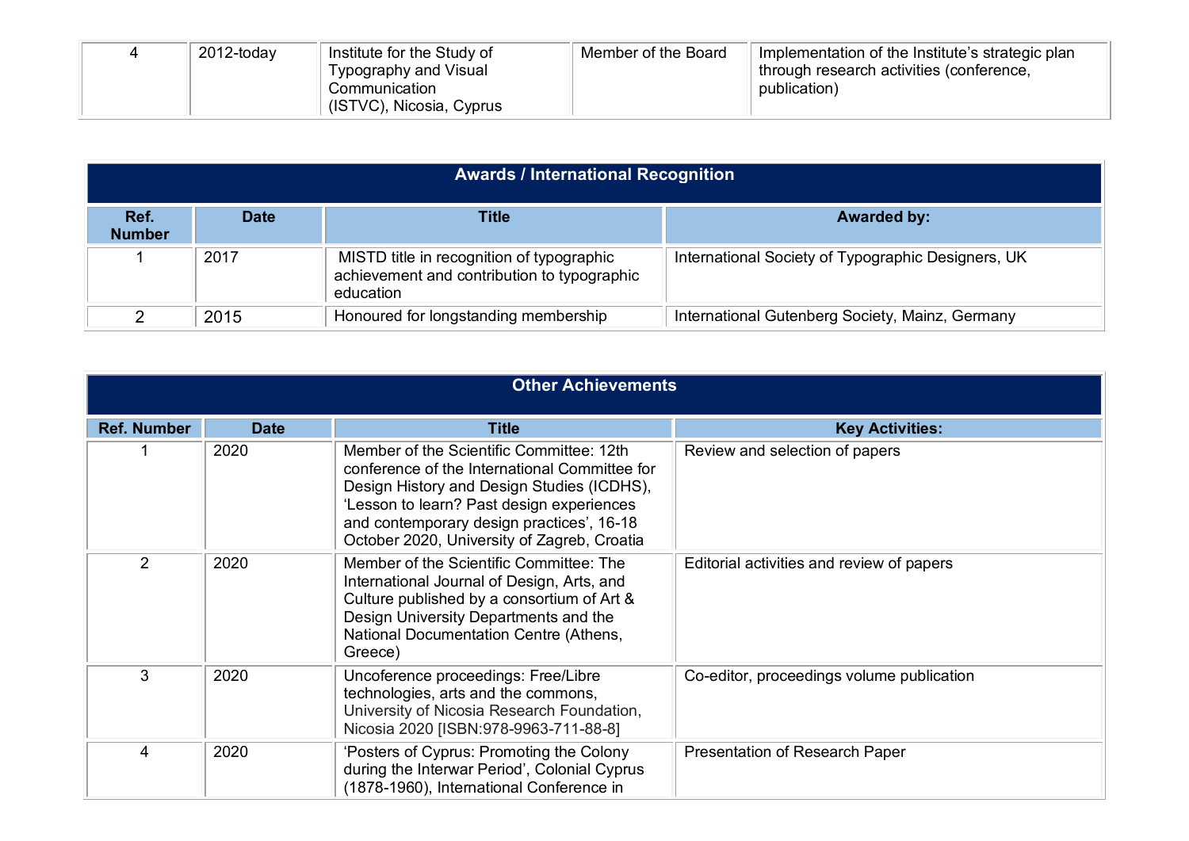| 4 | 2012-today | Institute for the Study of Typography and Visual Communication (ISTVC), Nicosia, Cyprus | Member of the Board | Implementation of the Institute's strategic plan through research activities (conference, publication) |
|---|---|---|---|---|

## Awards / International Recognition

| Ref. Number | Date | Title | Awarded by: |
|---|---|---|---|
| 1 | 2017 | MISTD title in recognition of typographic achievement and contribution to typographic education | International Society of Typographic Designers, UK |
| 2 | 2015 | Honoured for longstanding membership | International Gutenberg Society, Mainz, Germany |

## Other Achievements

| Ref. Number | Date | Title | Key Activities: |
|---|---|---|---|
| 1 | 2020 | Member of the Scientific Committee: 12th conference of the International Committee for Design History and Design Studies (ICDHS), 'Lesson to learn? Past design experiences and contemporary design practices', 16-18 October 2020, University of Zagreb, Croatia | Review and selection of papers |
| 2 | 2020 | Member of the Scientific Committee: The International Journal of Design, Arts, and Culture published by a consortium of Art & Design University Departments and the National Documentation Centre (Athens, Greece) | Editorial activities and review of papers |
| 3 | 2020 | Uncoference proceedings: Free/Libre technologies, arts and the commons, University of Nicosia Research Foundation, Nicosia 2020 [ISBN:978-9963-711-88-8] | Co-editor, proceedings volume publication |
| 4 | 2020 | 'Posters of Cyprus: Promoting the Colony during the Interwar Period', Colonial Cyprus (1878-1960), International Conference in | Presentation of Research Paper |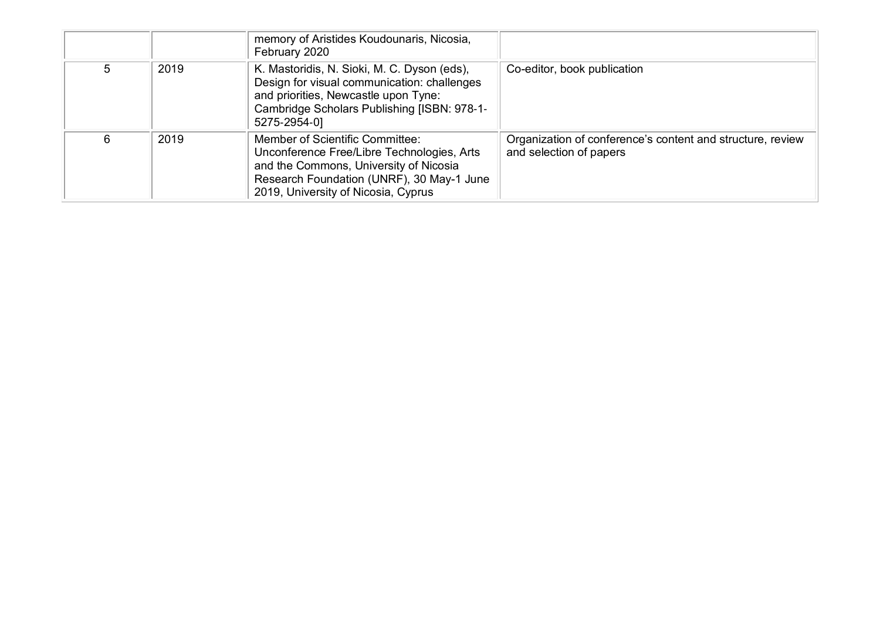| | | | |
|---|---|---|---|
| | | memory of Aristides Koudounaris, Nicosia, February 2020 | |
| 5 | 2019 | K. Mastoridis, N. Sioki, M. C. Dyson (eds), Design for visual communication: challenges and priorities, Newcastle upon Tyne: Cambridge Scholars Publishing [ISBN: 978-1-5275-2954-0] | Co-editor, book publication |
| 6 | 2019 | Member of Scientific Committee: Unconference Free/Libre Technologies, Arts and the Commons, University of Nicosia Research Foundation (UNRF), 30 May-1 June 2019, University of Nicosia, Cyprus | Organization of conference's content and structure, review and selection of papers |